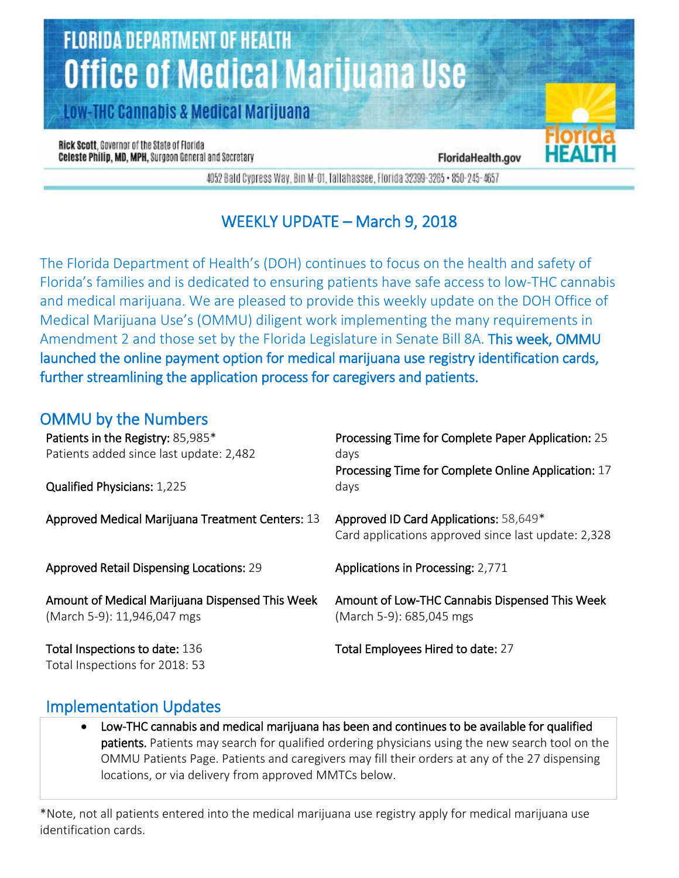# FLORIDA DEPARTMENT OF HEALTH
# Office of Medical Marijuana Use
## Low-THC Cannabis & Medical Marijuana

**Rick Scott**, Governor of the State of Florida
**Celeste Philip, MD, MPH**, Surgeon General and Secretary

FloridaHealth.gov

4052 Bald Cypress Way, Bin M-01, Tallahassee, Florida 32399-3265 • 850-245-4657

## WEEKLY UPDATE – March 9, 2018

The Florida Department of Health's (DOH) continues to focus on the health and safety of Florida's families and is dedicated to ensuring patients have safe access to low-THC cannabis and medical marijuana. We are pleased to provide this weekly update on the DOH Office of Medical Marijuana Use's (OMMU) diligent work implementing the many requirements in Amendment 2 and those set by the Florida Legislature in Senate Bill 8A. **This week, OMMU launched the online payment option for medical marijuana use registry identification cards, further streamlining the application process for caregivers and patients.**

## OMMU by the Numbers

**Patients in the Registry:** 85,985*
Patients added since last update: 2,482

**Qualified Physicians:** 1,225

**Approved Medical Marijuana Treatment Centers:** 13

**Approved Retail Dispensing Locations:** 29

**Amount of Medical Marijuana Dispensed This Week** (March 5-9): 11,946,047 mgs

**Total Inspections to date:** 136
Total Inspections for 2018: 53

**Processing Time for Complete Paper Application:** 25 days

**Processing Time for Complete Online Application:** 17 days

**Approved ID Card Applications:** 58,649*
Card applications approved since last update: 2,328

**Applications in Processing:** 2,771

**Amount of Low-THC Cannabis Dispensed This Week** (March 5-9): 685,045 mgs

**Total Employees Hired to date:** 27

## Implementation Updates

- **Low-THC cannabis and medical marijuana has been and continues to be available for qualified patients.** Patients may search for qualified ordering physicians using the new search tool on the OMMU Patients Page. Patients and caregivers may fill their orders at any of the 27 dispensing locations, or via delivery from approved MMTCs below.

*Note, not all patients entered into the medical marijuana use registry apply for medical marijuana use identification cards.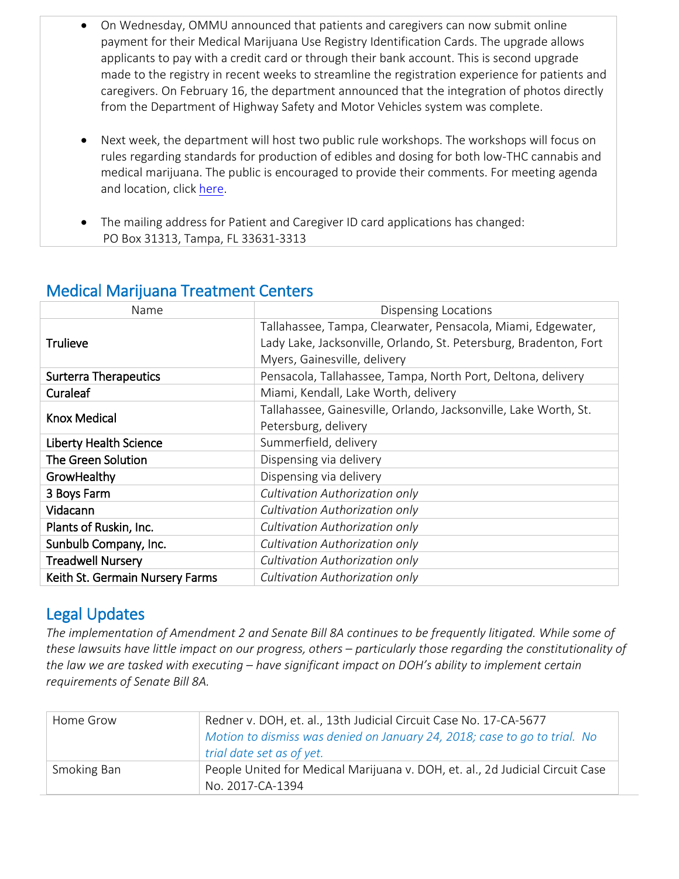- On Wednesday, OMMU announced that patients and caregivers can now submit online payment for their Medical Marijuana Use Registry Identification Cards. The upgrade allows applicants to pay with a credit card or through their bank account. This is second upgrade made to the registry in recent weeks to streamline the registration experience for patients and caregivers. On February 16, the department announced that the integration of photos directly from the Department of Highway Safety and Motor Vehicles system was complete.

- Next week, the department will host two public rule workshops. The workshops will focus on rules regarding standards for production of edibles and dosing for both low-THC cannabis and medical marijuana. The public is encouraged to provide their comments. For meeting agenda and location, click here.

- The mailing address for Patient and Caregiver ID card applications has changed:
  PO Box 31313, Tampa, FL 33631-3313

## Medical Marijuana Treatment Centers

| Name | Dispensing Locations |
|---|---|
| Trulieve | Tallahassee, Tampa, Clearwater, Pensacola, Miami, Edgewater, Lady Lake, Jacksonville, Orlando, St. Petersburg, Bradenton, Fort Myers, Gainesville, delivery |
| Surterra Therapeutics | Pensacola, Tallahassee, Tampa, North Port, Deltona, delivery |
| Curaleaf | Miami, Kendall, Lake Worth, delivery |
| Knox Medical | Tallahassee, Gainesville, Orlando, Jacksonville, Lake Worth, St. Petersburg, delivery |
| Liberty Health Science | Summerfield, delivery |
| The Green Solution | Dispensing via delivery |
| GrowHealthy | Dispensing via delivery |
| 3 Boys Farm | *Cultivation Authorization only* |
| Vidacann | *Cultivation Authorization only* |
| Plants of Ruskin, Inc. | *Cultivation Authorization only* |
| Sunbulb Company, Inc. | *Cultivation Authorization only* |
| Treadwell Nursery | *Cultivation Authorization only* |
| Keith St. Germain Nursery Farms | *Cultivation Authorization only* |

## Legal Updates

*The implementation of Amendment 2 and Senate Bill 8A continues to be frequently litigated. While some of these lawsuits have little impact on our progress, others – particularly those regarding the constitutionality of the law we are tasked with executing – have significant impact on DOH's ability to implement certain requirements of Senate Bill 8A.*

| | |
|---|---|
| Home Grow | Redner v. DOH, et. al., 13th Judicial Circuit Case No. 17-CA-5677 *Motion to dismiss was denied on January 24, 2018; case to go to trial. No trial date set as of yet.* |
| Smoking Ban | People United for Medical Marijuana v. DOH, et. al., 2d Judicial Circuit Case No. 2017-CA-1394 |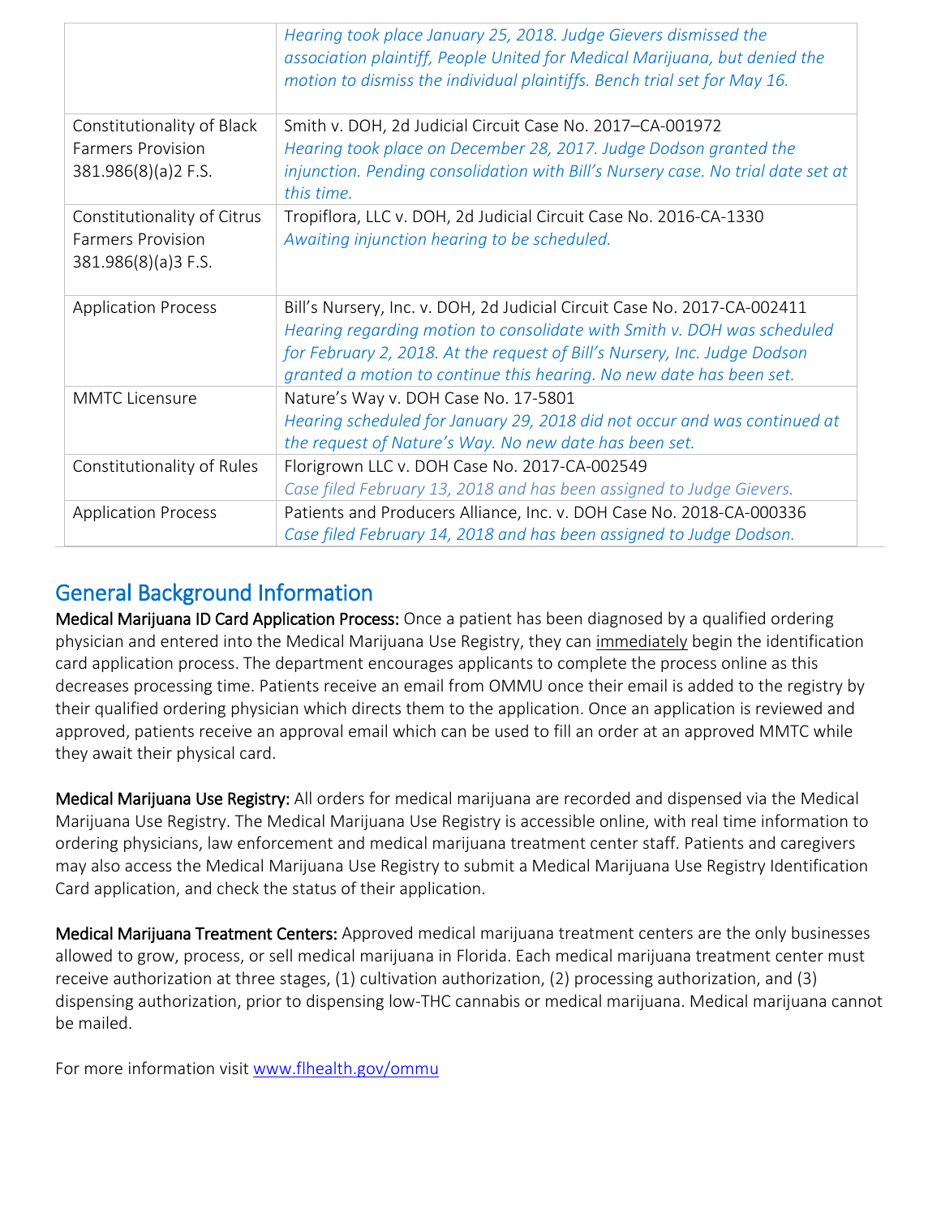| | |
|---|---|
| | *Hearing took place January 25, 2018. Judge Gievers dismissed the association plaintiff, People United for Medical Marijuana, but denied the motion to dismiss the individual plaintiffs. Bench trial set for May 16.* |
| Constitutionality of Black Farmers Provision 381.986(8)(a)2 F.S. | Smith v. DOH, 2d Judicial Circuit Case No. 2017–CA-001972 *Hearing took place on December 28, 2017. Judge Dodson granted the injunction. Pending consolidation with Bill's Nursery case. No trial date set at this time.* |
| Constitutionality of Citrus Farmers Provision 381.986(8)(a)3 F.S. | Tropiflora, LLC v. DOH, 2d Judicial Circuit Case No. 2016-CA-1330 *Awaiting injunction hearing to be scheduled.* |
| Application Process | Bill's Nursery, Inc. v. DOH, 2d Judicial Circuit Case No. 2017-CA-002411 *Hearing regarding motion to consolidate with Smith v. DOH was scheduled for February 2, 2018. At the request of Bill's Nursery, Inc. Judge Dodson granted a motion to continue this hearing. No new date has been set.* |
| MMTC Licensure | Nature's Way v. DOH Case No. 17-5801 *Hearing scheduled for January 29, 2018 did not occur and was continued at the request of Nature's Way. No new date has been set.* |
| Constitutionality of Rules | Florigrown LLC v. DOH Case No. 2017-CA-002549 *Case filed February 13, 2018 and has been assigned to Judge Gievers.* |
| Application Process | Patients and Producers Alliance, Inc. v. DOH Case No. 2018-CA-000336 *Case filed February 14, 2018 and has been assigned to Judge Dodson.* |

## General Background Information

**Medical Marijuana ID Card Application Process:** Once a patient has been diagnosed by a qualified ordering physician and entered into the Medical Marijuana Use Registry, they can <u>immediately</u> begin the identification card application process. The department encourages applicants to complete the process online as this decreases processing time. Patients receive an email from OMMU once their email is added to the registry by their qualified ordering physician which directs them to the application. Once an application is reviewed and approved, patients receive an approval email which can be used to fill an order at an approved MMTC while they await their physical card.

**Medical Marijuana Use Registry:** All orders for medical marijuana are recorded and dispensed via the Medical Marijuana Use Registry. The Medical Marijuana Use Registry is accessible online, with real time information to ordering physicians, law enforcement and medical marijuana treatment center staff. Patients and caregivers may also access the Medical Marijuana Use Registry to submit a Medical Marijuana Use Registry Identification Card application, and check the status of their application.

**Medical Marijuana Treatment Centers:** Approved medical marijuana treatment centers are the only businesses allowed to grow, process, or sell medical marijuana in Florida. Each medical marijuana treatment center must receive authorization at three stages, (1) cultivation authorization, (2) processing authorization, and (3) dispensing authorization, prior to dispensing low-THC cannabis or medical marijuana. Medical marijuana cannot be mailed.

For more information visit www.flhealth.gov/ommu